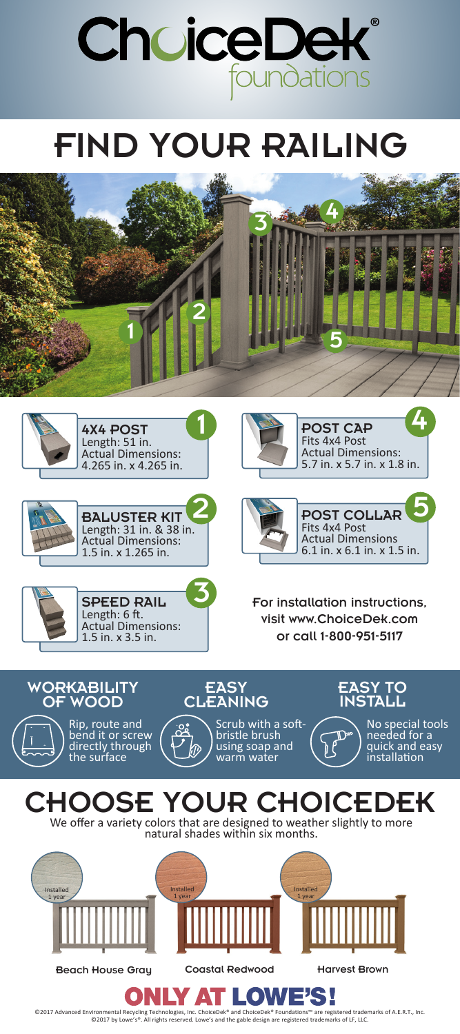# ChoiceDek® foundations

# FIND YOUR RAILING

### 1 — 4X4 POST
Length: 51 in.
Actual Dimensions:
4.265 in. x 4.265 in.

### 2 — BALUSTER KIT
Length: 31 in. & 38 in.
Actual Dimensions:
1.5 in. x 1.265 in.

### 3 — SPEED RAIL
Length: 6 ft.
Actual Dimensions:
1.5 in. x 3.5 in.

### 4 — POST CAP
Fits 4x4 Post
Actual Dimensions:
5.7 in. x 5.7 in. x 1.8 in.

### 5 — POST COLLAR
Fits 4x4 Post
Actual Dimensions
6.1 in. x 6.1 in. x 1.5 in.

**For installation instructions, visit www.ChoiceDek.com or call 1-800-951-5117**

### WORKABILITY OF WOOD
Rip, route and bend it or screw directly through the surface

### EASY CLEANING
Scrub with a soft-bristle brush using soap and warm water

### EASY TO INSTALL
No special tools needed for a quick and easy installation

# CHOOSE YOUR CHOICEDEK

We offer a variety colors that are designed to weather slightly to more natural shades within six months.

Installed 1 year — Beach House Gray

Installed 1 year — Coastal Redwood

Installed 1 year — Harvest Brown

## ONLY AT LOWE'S!

©2017 Advanced Environmental Recycling Technologies, Inc. ChoiceDek® and ChoiceDek® Foundations™ are registered trademarks of A.E.R.T., Inc.
©2017 by Lowe's®. All rights reserved. Lowe's and the gable design are registered trademarks of LF, LLC.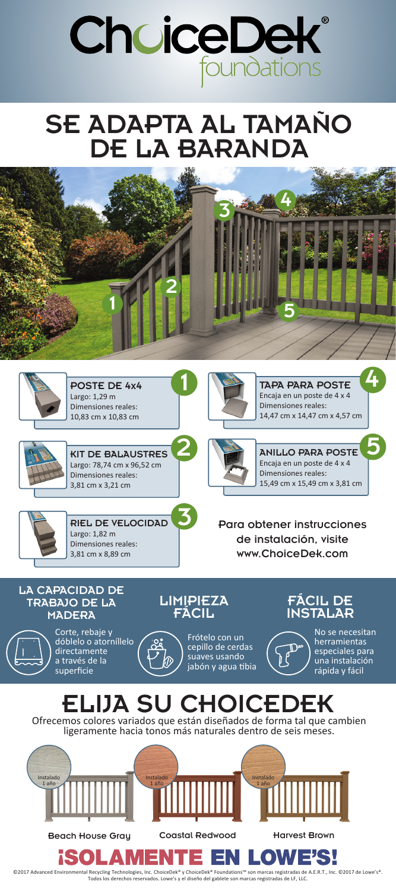# ChoiceDek® foundations

## SE ADAPTA AL TAMAÑO DE LA BARANDA

1 2 3 4 5

### POSTE DE 4x4 (1)
Largo: 1,29 m
Dimensiones reales:
10,83 cm x 10,83 cm

### KIT DE BALAUSTRES (2)
Largo: 78,74 cm x 96,52 cm
Dimensiones reales:
3,81 cm x 3,21 cm

### RIEL DE VELOCIDAD (3)
Largo: 1,82 m
Dimensiones reales:
3,81 cm x 8,89 cm

### TAPA PARA POSTE (4)
Encaja en un poste de 4 x 4
Dimensiones reales:
14,47 cm x 14,47 cm x 4,57 cm

### ANILLO PARA POSTE (5)
Encaja en un poste de 4 x 4
Dimensiones reales:
15,49 cm x 15,49 cm x 3,81 cm

Para obtener instrucciones de instalación, visite www.ChoiceDek.com

### LA CAPACIDAD DE TRABAJO DE LA MADERA
Corte, rebaje y dóblelo o atorníllelo directamente a través de la superficie

### LIMPIEZA FÁCIL
Frótelo con un cepillo de cerdas suaves usando jabón y agua tibia

### FÁCIL DE INSTALAR
No se necesitan herramientas especiales para una instalación rápida y fácil

## ELIJA SU CHOICEDEK

Ofrecemos colores variados que están diseñados de forma tal que cambien ligeramente hacia tonos más naturales dentro de seis meses.

Instalado 1 año — Beach House Gray

Instalado 1 año — Coastal Redwood

Instalado 1 año — Harvest Brown

## ¡SOLAMENTE EN LOWE'S!

©2017 Advanced Environmental Recycling Technologies, Inc. ChoiceDek® y ChoiceDek® Foundations™ son marcas registradas de A.E.R.T., Inc. ©2017 de Lowe's®. Todos los derechos reservados. Lowe's y el diseño del gablete son marcas registradas de LF, LLC.